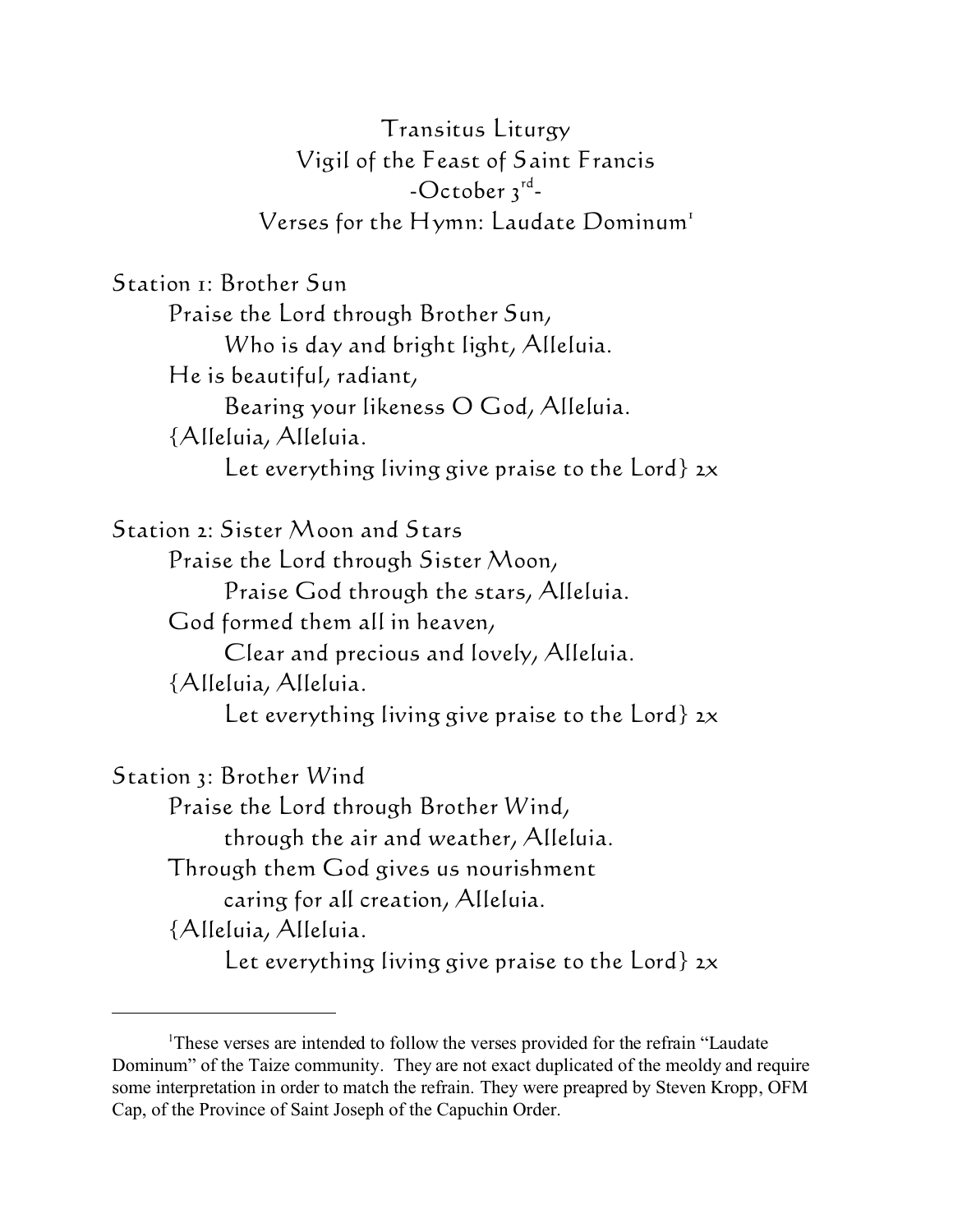# Transitus Liturgy
## Vigil of the Feast of Saint Francis
## -October 3rd-
## Verses for the Hymn: Laudate Dominum[1]

**Station 1: Brother Sun**

Praise the Lord through Brother Sun,
  Who is day and bright light, Alleluia.
He is beautiful, radiant,
  Bearing your likeness O God, Alleluia.
{Alleluia, Alleluia.
  Let everything living give praise to the Lord} 2x

**Station 2: Sister Moon and Stars**

Praise the Lord through Sister Moon,
  Praise God through the stars, Alleluia.
God formed them all in heaven,
  Clear and precious and lovely, Alleluia.
{Alleluia, Alleluia.
  Let everything living give praise to the Lord} 2x

**Station 3: Brother Wind**

Praise the Lord through Brother Wind,
  through the air and weather, Alleluia.
Through them God gives us nourishment
  caring for all creation, Alleluia.
{Alleluia, Alleluia.
  Let everything living give praise to the Lord} 2x

---

[1] These verses are intended to follow the verses provided for the refrain "Laudate Dominum" of the Taize community. They are not exact duplicated of the meoldy and require some interpretation in order to match the refrain. They were preapred by Steven Kropp, OFM Cap, of the Province of Saint Joseph of the Capuchin Order.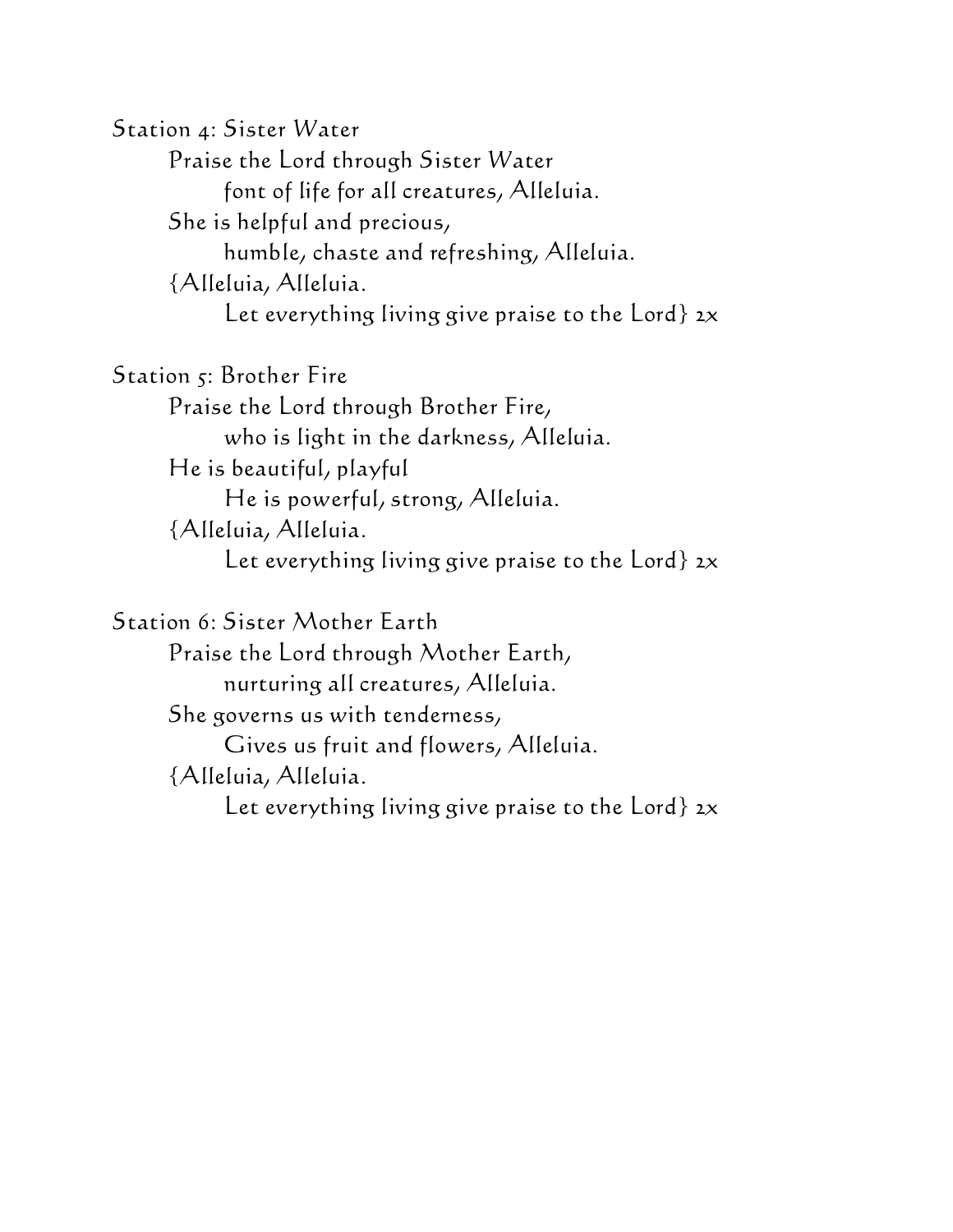Station 4: Sister Water

Praise the Lord through Sister Water
font of life for all creatures, Alleluia.
She is helpful and precious,
humble, chaste and refreshing, Alleluia.
{Alleluia, Alleluia.
Let everything living give praise to the Lord} 2x

Station 5: Brother Fire

Praise the Lord through Brother Fire,
who is light in the darkness, Alleluia.
He is beautiful, playful
He is powerful, strong, Alleluia.
{Alleluia, Alleluia.
Let everything living give praise to the Lord} 2x

Station 6: Sister Mother Earth

Praise the Lord through Mother Earth,
nurturing all creatures, Alleluia.
She governs us with tenderness,
Gives us fruit and flowers, Alleluia.
{Alleluia, Alleluia.
Let everything living give praise to the Lord} 2x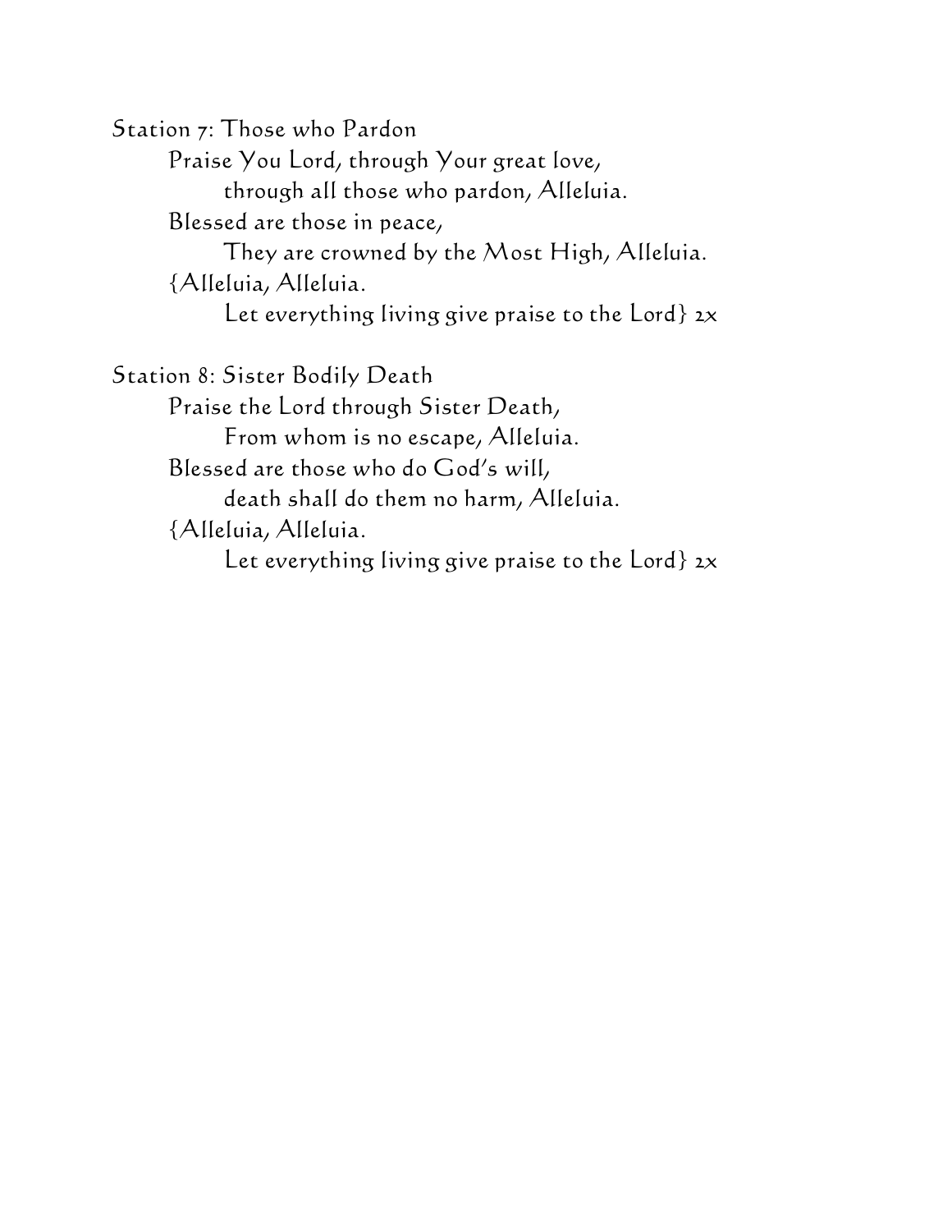Station 7: Those who Pardon

Praise You Lord, through Your great love,
through all those who pardon, Alleluia.
Blessed are those in peace,
They are crowned by the Most High, Alleluia.
{Alleluia, Alleluia.
Let everything living give praise to the Lord} 2x

Station 8: Sister Bodily Death

Praise the Lord through Sister Death,
From whom is no escape, Alleluia.
Blessed are those who do God's will,
death shall do them no harm, Alleluia.
{Alleluia, Alleluia.
Let everything living give praise to the Lord} 2x